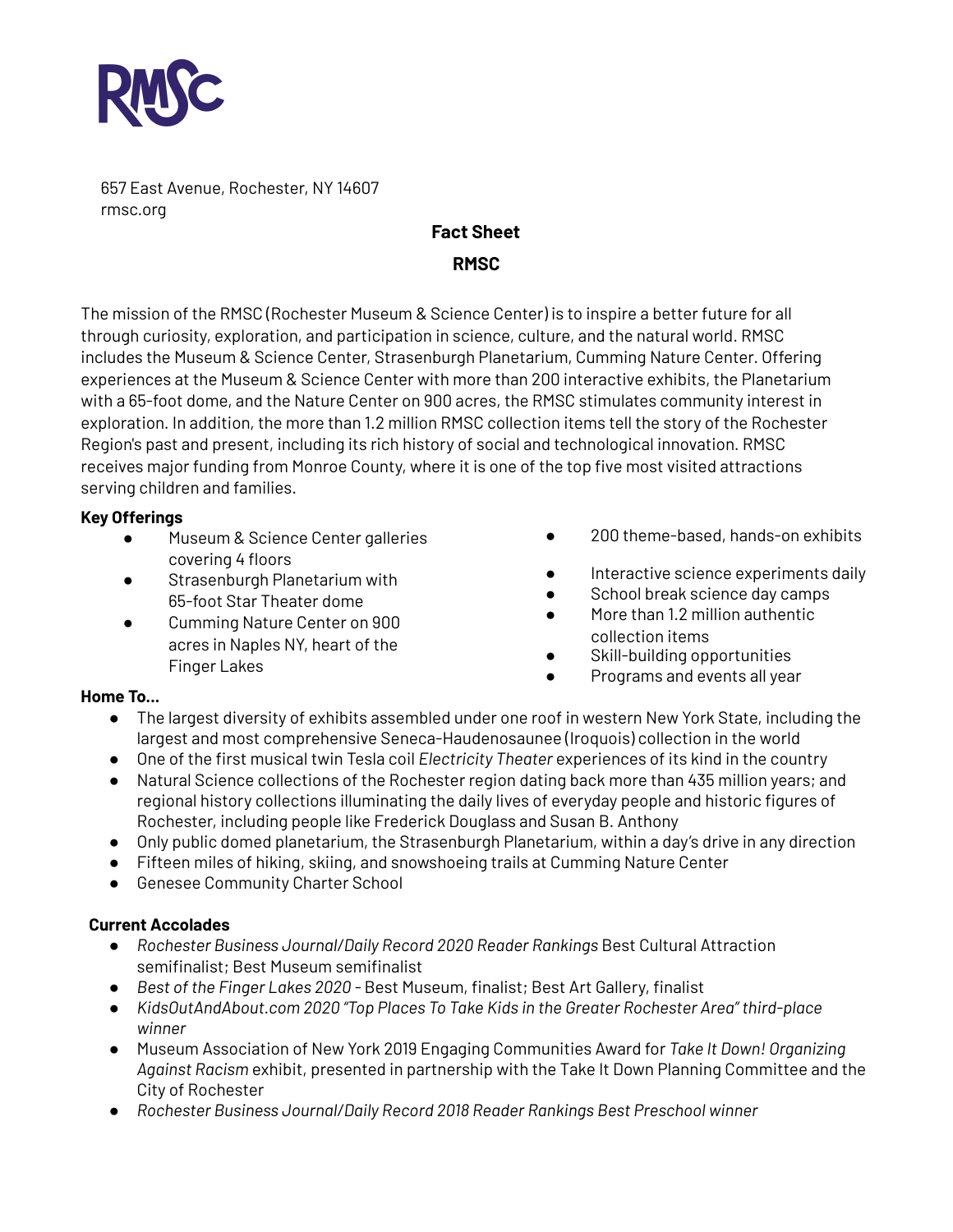657 East Avenue, Rochester, NY 14607
rmsc.org

# Fact Sheet

## RMSC

The mission of the RMSC (Rochester Museum & Science Center) is to inspire a better future for all through curiosity, exploration, and participation in science, culture, and the natural world. RMSC includes the Museum & Science Center, Strasenburgh Planetarium, Cumming Nature Center. Offering experiences at the Museum & Science Center with more than 200 interactive exhibits, the Planetarium with a 65-foot dome, and the Nature Center on 900 acres, the RMSC stimulates community interest in exploration. In addition, the more than 1.2 million RMSC collection items tell the story of the Rochester Region's past and present, including its rich history of social and technological innovation. RMSC receives major funding from Monroe County, where it is one of the top five most visited attractions serving children and families.

**Key Offerings**

- Museum & Science Center galleries covering 4 floors
- Strasenburgh Planetarium with 65-foot Star Theater dome
- Cumming Nature Center on 900 acres in Naples NY, heart of the Finger Lakes
- 200 theme-based, hands-on exhibits
- Interactive science experiments daily
- School break science day camps
- More than 1.2 million authentic collection items
- Skill-building opportunities
- Programs and events all year

**Home To...**

- The largest diversity of exhibits assembled under one roof in western New York State, including the largest and most comprehensive Seneca-Haudenosaunee (Iroquois) collection in the world
- One of the first musical twin Tesla coil *Electricity Theater* experiences of its kind in the country
- Natural Science collections of the Rochester region dating back more than 435 million years; and regional history collections illuminating the daily lives of everyday people and historic figures of Rochester, including people like Frederick Douglass and Susan B. Anthony
- Only public domed planetarium, the Strasenburgh Planetarium, within a day's drive in any direction
- Fifteen miles of hiking, skiing, and snowshoeing trails at Cumming Nature Center
- Genesee Community Charter School

**Current Accolades**

- *Rochester Business Journal/Daily Record 2020 Reader Rankings* Best Cultural Attraction semifinalist; Best Museum semifinalist
- *Best of the Finger Lakes 2020* - Best Museum, finalist; Best Art Gallery, finalist
- *KidsOutAndAbout.com 2020 "Top Places To Take Kids in the Greater Rochester Area" third-place winner*
- Museum Association of New York 2019 Engaging Communities Award for *Take It Down! Organizing Against Racism* exhibit, presented in partnership with the Take It Down Planning Committee and the City of Rochester
- *Rochester Business Journal/Daily Record 2018 Reader Rankings Best Preschool winner*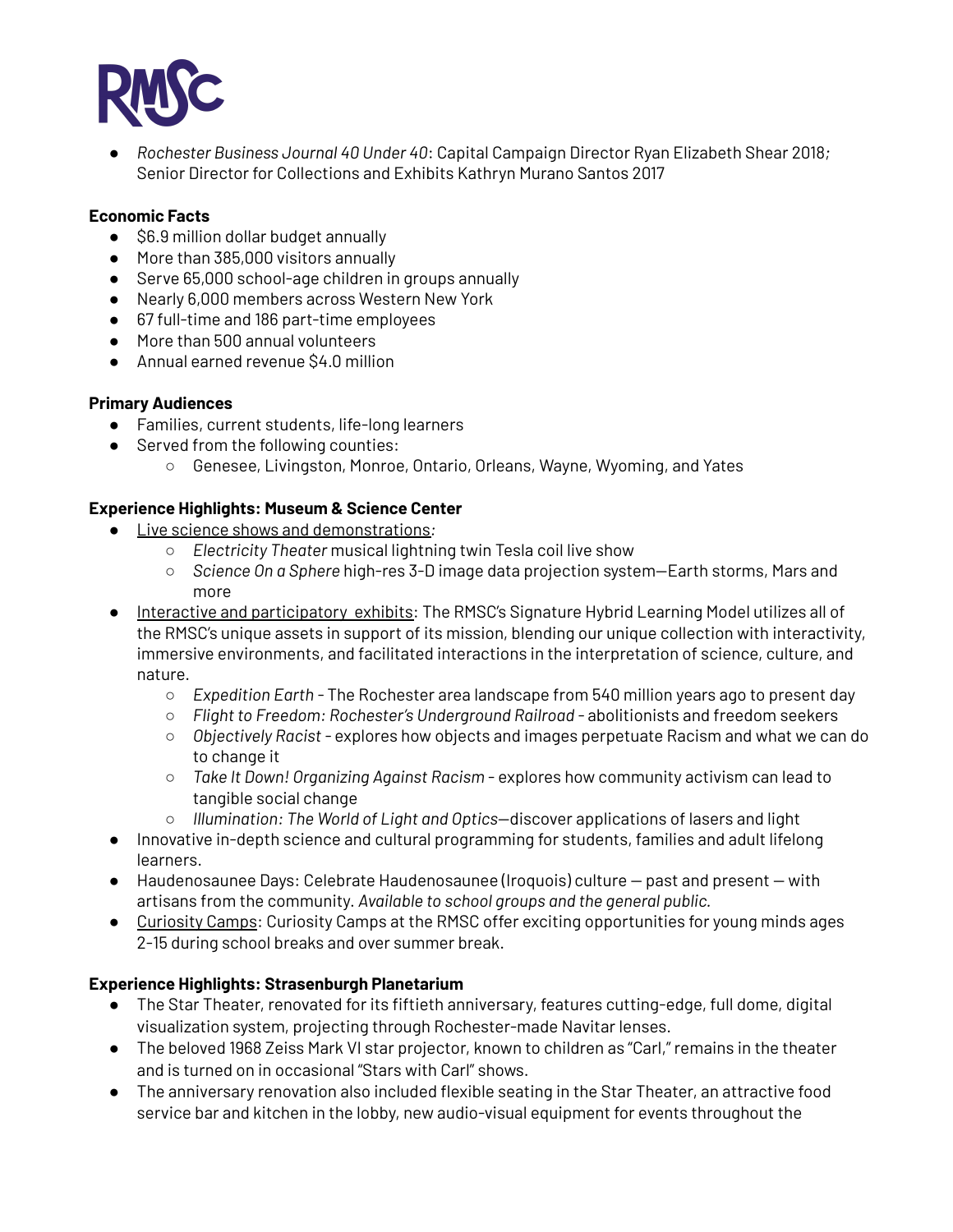- *Rochester Business Journal 40 Under 40*: Capital Campaign Director Ryan Elizabeth Shear 2018; Senior Director for Collections and Exhibits Kathryn Murano Santos 2017

**Economic Facts**

- $6.9 million dollar budget annually
- More than 385,000 visitors annually
- Serve 65,000 school-age children in groups annually
- Nearly 6,000 members across Western New York
- 67 full-time and 186 part-time employees
- More than 500 annual volunteers
- Annual earned revenue $4.0 million

**Primary Audiences**

- Families, current students, life-long learners
- Served from the following counties:
  - Genesee, Livingston, Monroe, Ontario, Orleans, Wayne, Wyoming, and Yates

**Experience Highlights: Museum & Science Center**

- Live science shows and demonstrations:
  - *Electricity Theater* musical lightning twin Tesla coil live show
  - *Science On a Sphere* high-res 3-D image data projection system—Earth storms, Mars and more
- Interactive and participatory exhibits: The RMSC's Signature Hybrid Learning Model utilizes all of the RMSC's unique assets in support of its mission, blending our unique collection with interactivity, immersive environments, and facilitated interactions in the interpretation of science, culture, and nature.
  - *Expedition Earth* - The Rochester area landscape from 540 million years ago to present day
  - *Flight to Freedom: Rochester's Underground Railroad* - abolitionists and freedom seekers
  - *Objectively Racist* - explores how objects and images perpetuate Racism and what we can do to change it
  - *Take It Down! Organizing Against Racism* - explores how community activism can lead to tangible social change
  - *Illumination: The World of Light and Optics*—discover applications of lasers and light
- Innovative in-depth science and cultural programming for students, families and adult lifelong learners.
- Haudenosaunee Days: Celebrate Haudenosaunee (Iroquois) culture — past and present — with artisans from the community. *Available to school groups and the general public.*
- Curiosity Camps: Curiosity Camps at the RMSC offer exciting opportunities for young minds ages 2-15 during school breaks and over summer break.

**Experience Highlights: Strasenburgh Planetarium**

- The Star Theater, renovated for its fiftieth anniversary, features cutting-edge, full dome, digital visualization system, projecting through Rochester-made Navitar lenses.
- The beloved 1968 Zeiss Mark VI star projector, known to children as "Carl," remains in the theater and is turned on in occasional "Stars with Carl" shows.
- The anniversary renovation also included flexible seating in the Star Theater, an attractive food service bar and kitchen in the lobby, new audio-visual equipment for events throughout the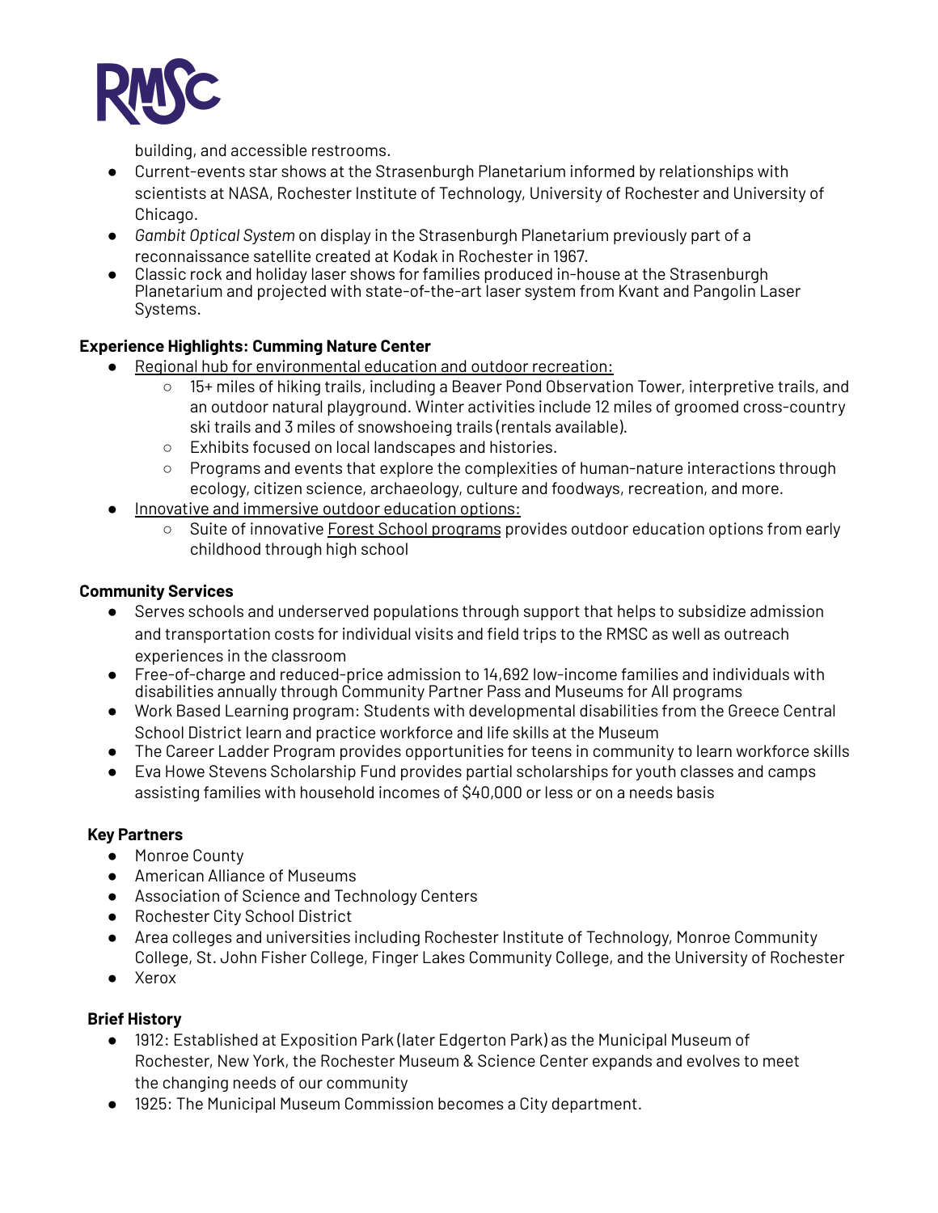building, and accessible restrooms.

- Current-events star shows at the Strasenburgh Planetarium informed by relationships with scientists at NASA, Rochester Institute of Technology, University of Rochester and University of Chicago.
- *Gambit Optical System* on display in the Strasenburgh Planetarium previously part of a reconnaissance satellite created at Kodak in Rochester in 1967.
- Classic rock and holiday laser shows for families produced in-house at the Strasenburgh Planetarium and projected with state-of-the-art laser system from Kvant and Pangolin Laser Systems.

**Experience Highlights: Cumming Nature Center**

- Regional hub for environmental education and outdoor recreation:
  - 15+ miles of hiking trails, including a Beaver Pond Observation Tower, interpretive trails, and an outdoor natural playground. Winter activities include 12 miles of groomed cross-country ski trails and 3 miles of snowshoeing trails (rentals available).
  - Exhibits focused on local landscapes and histories.
  - Programs and events that explore the complexities of human-nature interactions through ecology, citizen science, archaeology, culture and foodways, recreation, and more.
- Innovative and immersive outdoor education options:
  - Suite of innovative Forest School programs provides outdoor education options from early childhood through high school

**Community Services**

- Serves schools and underserved populations through support that helps to subsidize admission and transportation costs for individual visits and field trips to the RMSC as well as outreach experiences in the classroom
- Free-of-charge and reduced-price admission to 14,692 low-income families and individuals with disabilities annually through Community Partner Pass and Museums for All programs
- Work Based Learning program: Students with developmental disabilities from the Greece Central School District learn and practice workforce and life skills at the Museum
- The Career Ladder Program provides opportunities for teens in community to learn workforce skills
- Eva Howe Stevens Scholarship Fund provides partial scholarships for youth classes and camps assisting families with household incomes of $40,000 or less or on a needs basis

**Key Partners**

- Monroe County
- American Alliance of Museums
- Association of Science and Technology Centers
- Rochester City School District
- Area colleges and universities including Rochester Institute of Technology, Monroe Community College, St. John Fisher College, Finger Lakes Community College, and the University of Rochester
- Xerox

**Brief History**

- 1912: Established at Exposition Park (later Edgerton Park) as the Municipal Museum of Rochester, New York, the Rochester Museum & Science Center expands and evolves to meet the changing needs of our community
- 1925: The Municipal Museum Commission becomes a City department.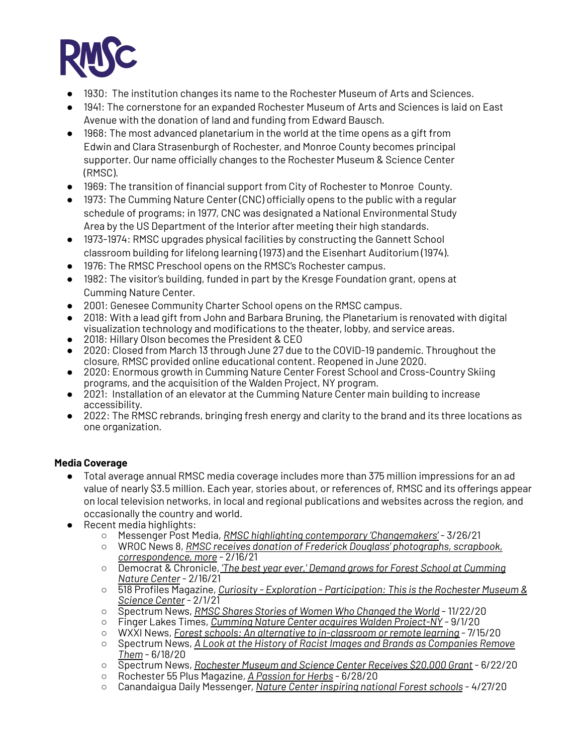- 1930: The institution changes its name to the Rochester Museum of Arts and Sciences.
- 1941: The cornerstone for an expanded Rochester Museum of Arts and Sciences is laid on East Avenue with the donation of land and funding from Edward Bausch.
- 1968: The most advanced planetarium in the world at the time opens as a gift from Edwin and Clara Strasenburgh of Rochester, and Monroe County becomes principal supporter. Our name officially changes to the Rochester Museum & Science Center (RMSC).
- 1969: The transition of financial support from City of Rochester to Monroe County.
- 1973: The Cumming Nature Center (CNC) officially opens to the public with a regular schedule of programs; in 1977, CNC was designated a National Environmental Study Area by the US Department of the Interior after meeting their high standards.
- 1973-1974: RMSC upgrades physical facilities by constructing the Gannett School classroom building for lifelong learning (1973) and the Eisenhart Auditorium (1974).
- 1976: The RMSC Preschool opens on the RMSC's Rochester campus.
- 1982: The visitor's building, funded in part by the Kresge Foundation grant, opens at Cumming Nature Center.
- 2001: Genesee Community Charter School opens on the RMSC campus.
- 2018: With a lead gift from John and Barbara Bruning, the Planetarium is renovated with digital visualization technology and modifications to the theater, lobby, and service areas.
- 2018: Hillary Olson becomes the President & CEO
- 2020: Closed from March 13 through June 27 due to the COVID-19 pandemic. Throughout the closure, RMSC provided online educational content. Reopened in June 2020.
- 2020: Enormous growth in Cumming Nature Center Forest School and Cross-Country Skiing programs, and the acquisition of the Walden Project, NY program.
- 2021: Installation of an elevator at the Cumming Nature Center main building to increase accessibility.
- 2022: The RMSC rebrands, bringing fresh energy and clarity to the brand and its three locations as one organization.

**Media Coverage**

- Total average annual RMSC media coverage includes more than 375 million impressions for an ad value of nearly $3.5 million. Each year, stories about, or references of, RMSC and its offerings appear on local television networks, in local and regional publications and websites across the region, and occasionally the country and world.
- Recent media highlights:
  - Messenger Post Media, *RMSC highlighting contemporary 'Changemakers'* - 3/26/21
  - WROC News 8, *RMSC receives donation of Frederick Douglass' photographs, scrapbook, correspondence, more* - 2/16/21
  - Democrat & Chronicle, *'The best year ever.' Demand grows for Forest School at Cumming Nature Center* - 2/16/21
  - 518 Profiles Magazine, *Curiosity - Exploration - Participation: This is the Rochester Museum & Science Center* - 2/1/21
  - Spectrum News, *RMSC Shares Stories of Women Who Changed the World* - 11/22/20
  - Finger Lakes Times, *Cumming Nature Center acquires Walden Project-NY* - 9/1/20
  - WXXI News, *Forest schools: An alternative to in-classroom or remote learning* - 7/15/20
  - Spectrum News, *A Look at the History of Racist Images and Brands as Companies Remove Them* - 6/18/20
  - Spectrum News, *Rochester Museum and Science Center Receives $20,000 Grant* - 6/22/20
  - Rochester 55 Plus Magazine, *A Passion for Herbs* - 6/28/20
  - Canandaigua Daily Messenger, *Nature Center inspiring national Forest schools* - 4/27/20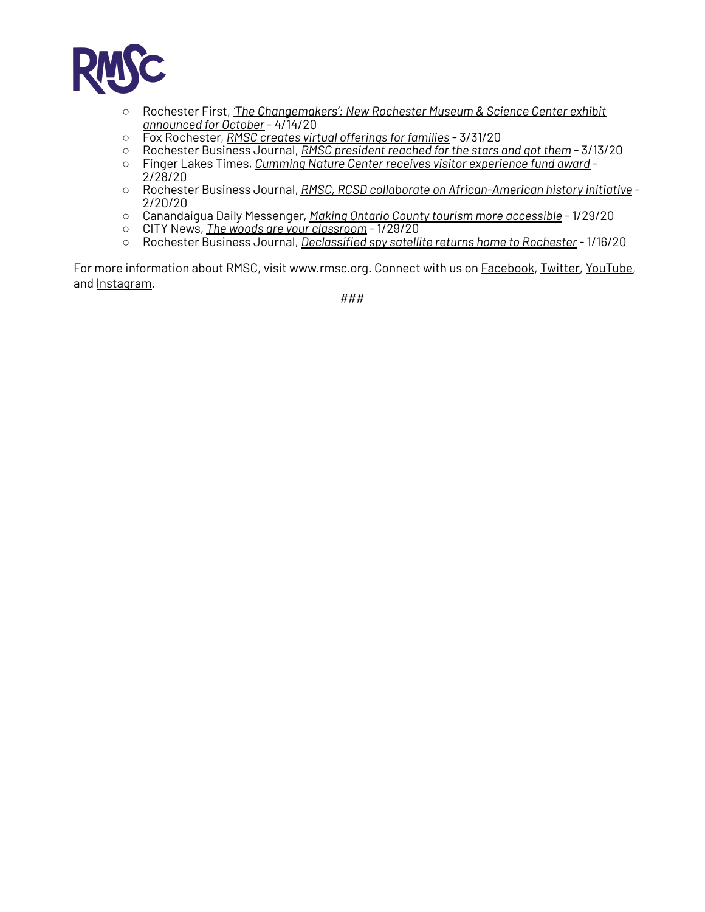- Rochester First, *'The Changemakers': New Rochester Museum & Science Center exhibit announced for October* - 4/14/20
- Fox Rochester, *RMSC creates virtual offerings for families* - 3/31/20
- Rochester Business Journal, *RMSC president reached for the stars and got them* - 3/13/20
- Finger Lakes Times, *Cumming Nature Center receives visitor experience fund award* - 2/28/20
- Rochester Business Journal, *RMSC, RCSD collaborate on African-American history initiative* - 2/20/20
- Canandaigua Daily Messenger, *Making Ontario County tourism more accessible* - 1/29/20
- CITY News, *The woods are your classroom* - 1/29/20
- Rochester Business Journal, *Declassified spy satellite returns home to Rochester* - 1/16/20

For more information about RMSC, visit www.rmsc.org. Connect with us on Facebook, Twitter, YouTube, and Instagram.

###